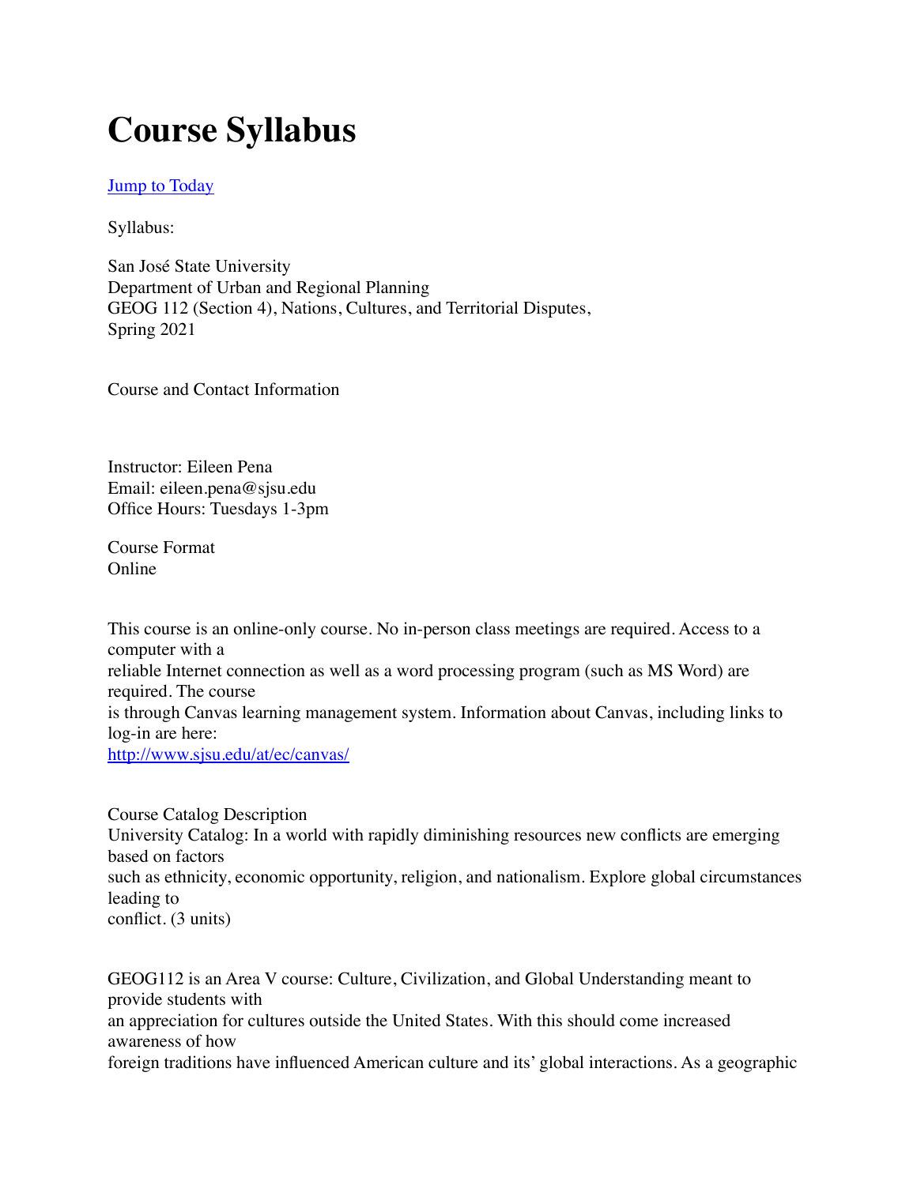# Course Syllabus

[Jump to Today]

Syllabus:

San José State University
Department of Urban and Regional Planning
GEOG 112 (Section 4), Nations, Cultures, and Territorial Disputes,
Spring 2021

Course and Contact Information

Instructor: Eileen Pena
Email: eileen.pena@sjsu.edu
Office Hours: Tuesdays 1-3pm

Course Format
Online

This course is an online-only course. No in-person class meetings are required. Access to a computer with a reliable Internet connection as well as a word processing program (such as MS Word) are required. The course is through Canvas learning management system. Information about Canvas, including links to log-in are here:
http://www.sjsu.edu/at/ec/canvas/

Course Catalog Description
University Catalog: In a world with rapidly diminishing resources new conflicts are emerging based on factors such as ethnicity, economic opportunity, religion, and nationalism. Explore global circumstances leading to conflict. (3 units)

GEOG112 is an Area V course: Culture, Civilization, and Global Understanding meant to provide students with an appreciation for cultures outside the United States. With this should come increased awareness of how foreign traditions have influenced American culture and its' global interactions. As a geographic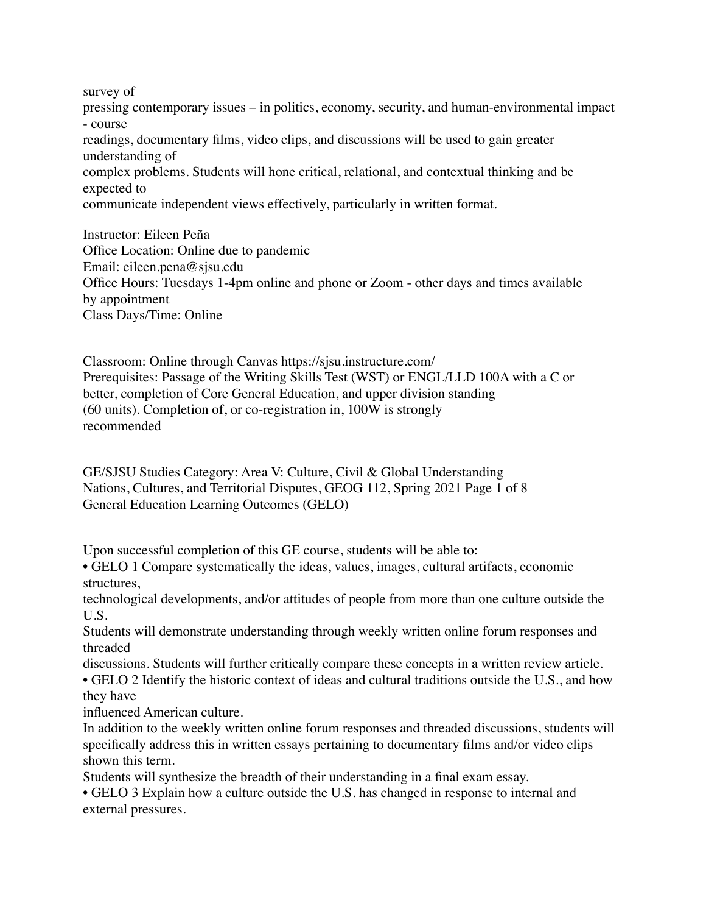survey of pressing contemporary issues – in politics, economy, security, and human-environmental impact - course readings, documentary films, video clips, and discussions will be used to gain greater understanding of complex problems. Students will hone critical, relational, and contextual thinking and be expected to communicate independent views effectively, particularly in written format.

Instructor: Eileen Peña
Office Location: Online due to pandemic
Email: eileen.pena@sjsu.edu
Office Hours: Tuesdays 1-4pm online and phone or Zoom - other days and times available by appointment
Class Days/Time: Online

Classroom: Online through Canvas https://sjsu.instructure.com/
Prerequisites: Passage of the Writing Skills Test (WST) or ENGL/LLD 100A with a C or better, completion of Core General Education, and upper division standing (60 units). Completion of, or co-registration in, 100W is strongly recommended

GE/SJSU Studies Category: Area V: Culture, Civil & Global Understanding

## General Education Learning Outcomes (GELO)

Upon successful completion of this GE course, students will be able to:

- GELO 1 Compare systematically the ideas, values, images, cultural artifacts, economic structures, technological developments, and/or attitudes of people from more than one culture outside the U.S.
  Students will demonstrate understanding through weekly written online forum responses and threaded discussions. Students will further critically compare these concepts in a written review article.
- GELO 2 Identify the historic context of ideas and cultural traditions outside the U.S., and how they have influenced American culture.
  In addition to the weekly written online forum responses and threaded discussions, students will specifically address this in written essays pertaining to documentary films and/or video clips shown this term.
  Students will synthesize the breadth of their understanding in a final exam essay.
- GELO 3 Explain how a culture outside the U.S. has changed in response to internal and external pressures.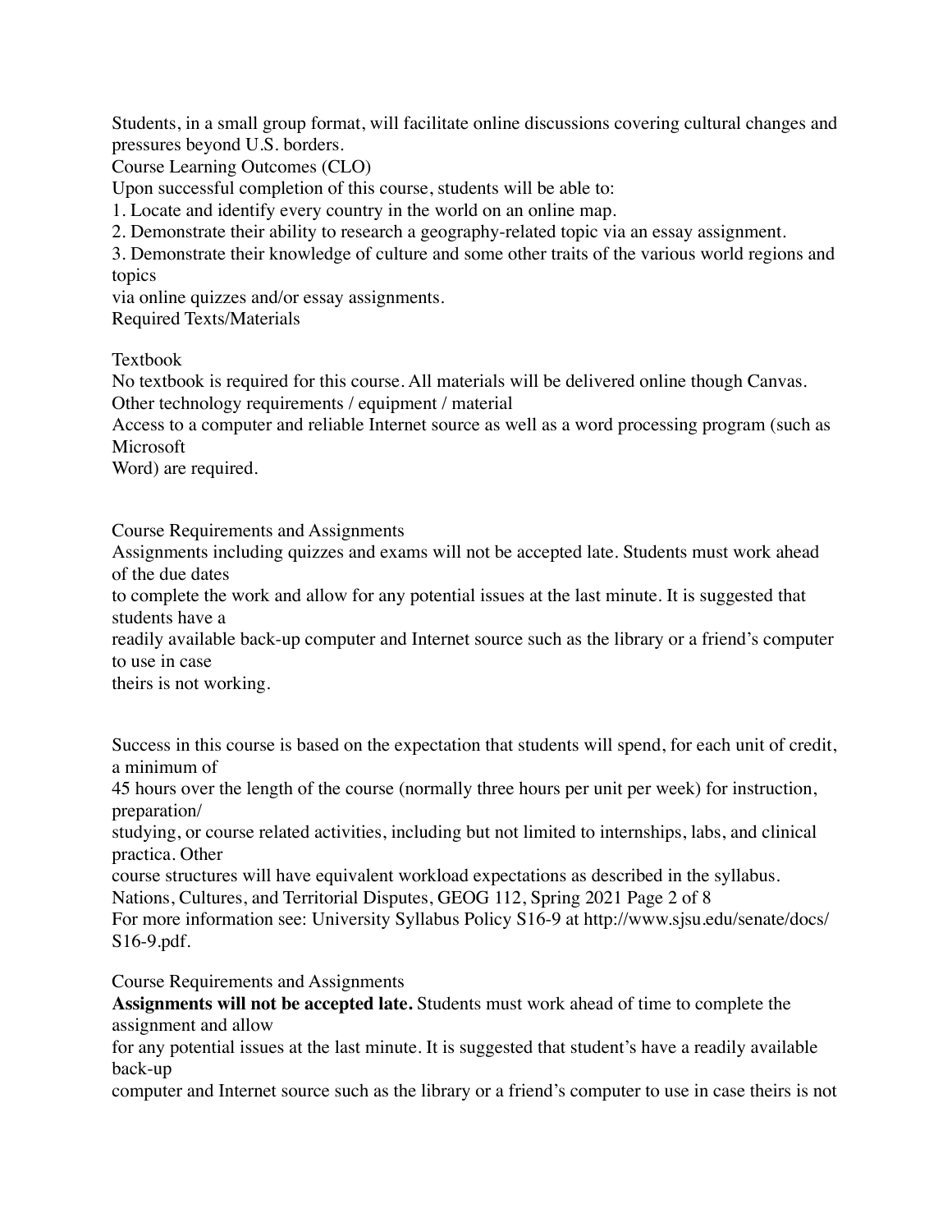Students, in a small group format, will facilitate online discussions covering cultural changes and pressures beyond U.S. borders.

## Course Learning Outcomes (CLO)

Upon successful completion of this course, students will be able to:

1. Locate and identify every country in the world on an online map.
2. Demonstrate their ability to research a geography-related topic via an essay assignment.
3. Demonstrate their knowledge of culture and some other traits of the various world regions and topics via online quizzes and/or essay assignments.

## Required Texts/Materials

### Textbook

No textbook is required for this course. All materials will be delivered online though Canvas.

### Other technology requirements / equipment / material

Access to a computer and reliable Internet source as well as a word processing program (such as Microsoft Word) are required.

## Course Requirements and Assignments

Assignments including quizzes and exams will not be accepted late. Students must work ahead of the due dates to complete the work and allow for any potential issues at the last minute. It is suggested that students have a readily available back-up computer and Internet source such as the library or a friend's computer to use in case theirs is not working.

Success in this course is based on the expectation that students will spend, for each unit of credit, a minimum of 45 hours over the length of the course (normally three hours per unit per week) for instruction, preparation/studying, or course related activities, including but not limited to internships, labs, and clinical practica. Other course structures will have equivalent workload expectations as described in the syllabus.

For more information see: University Syllabus Policy S16-9 at http://www.sjsu.edu/senate/docs/S16-9.pdf.

## Course Requirements and Assignments

**Assignments will not be accepted late.** Students must work ahead of time to complete the assignment and allow for any potential issues at the last minute. It is suggested that student's have a readily available back-up computer and Internet source such as the library or a friend's computer to use in case theirs is not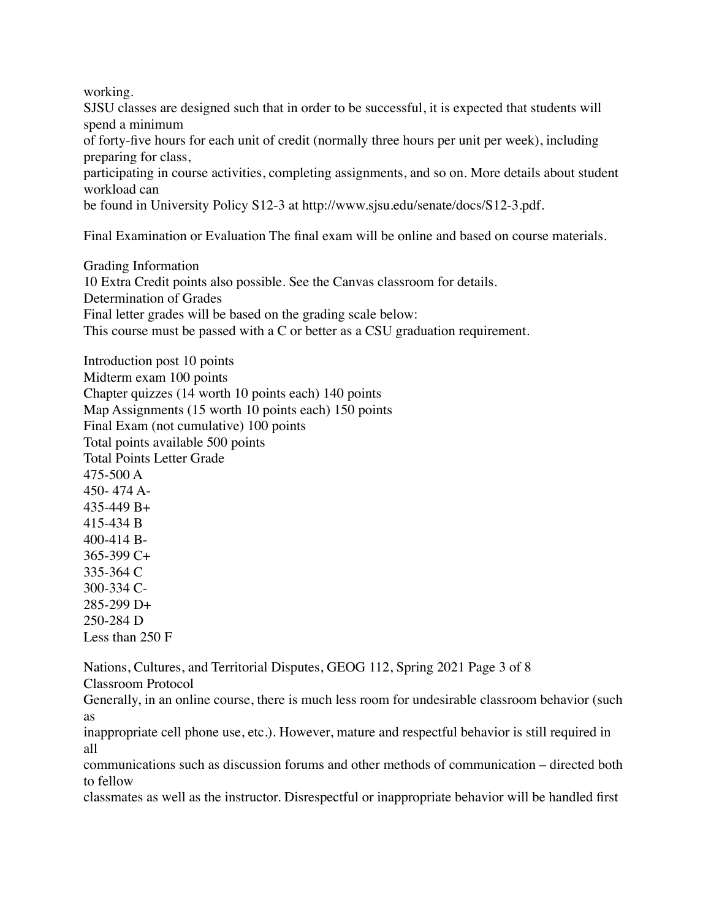working.

SJSU classes are designed such that in order to be successful, it is expected that students will spend a minimum of forty-five hours for each unit of credit (normally three hours per unit per week), including preparing for class, participating in course activities, completing assignments, and so on. More details about student workload can be found in University Policy S12-3 at http://www.sjsu.edu/senate/docs/S12-3.pdf.

Final Examination or Evaluation The final exam will be online and based on course materials.

Grading Information

10 Extra Credit points also possible. See the Canvas classroom for details.

Determination of Grades

Final letter grades will be based on the grading scale below:

This course must be passed with a C or better as a CSU graduation requirement.

Introduction post 10 points
Midterm exam 100 points
Chapter quizzes (14 worth 10 points each) 140 points
Map Assignments (15 worth 10 points each) 150 points
Final Exam (not cumulative) 100 points
Total points available 500 points

| Total Points | Letter Grade |
| --- | --- |
| 475-500 | A |
| 450- 474 | A- |
| 435-449 | B+ |
| 415-434 | B |
| 400-414 | B- |
| 365-399 | C+ |
| 335-364 | C |
| 300-334 | C- |
| 285-299 | D+ |
| 250-284 | D |
| Less than 250 | F |

Classroom Protocol

Generally, in an online course, there is much less room for undesirable classroom behavior (such as inappropriate cell phone use, etc.). However, mature and respectful behavior is still required in all communications such as discussion forums and other methods of communication – directed both to fellow classmates as well as the instructor. Disrespectful or inappropriate behavior will be handled first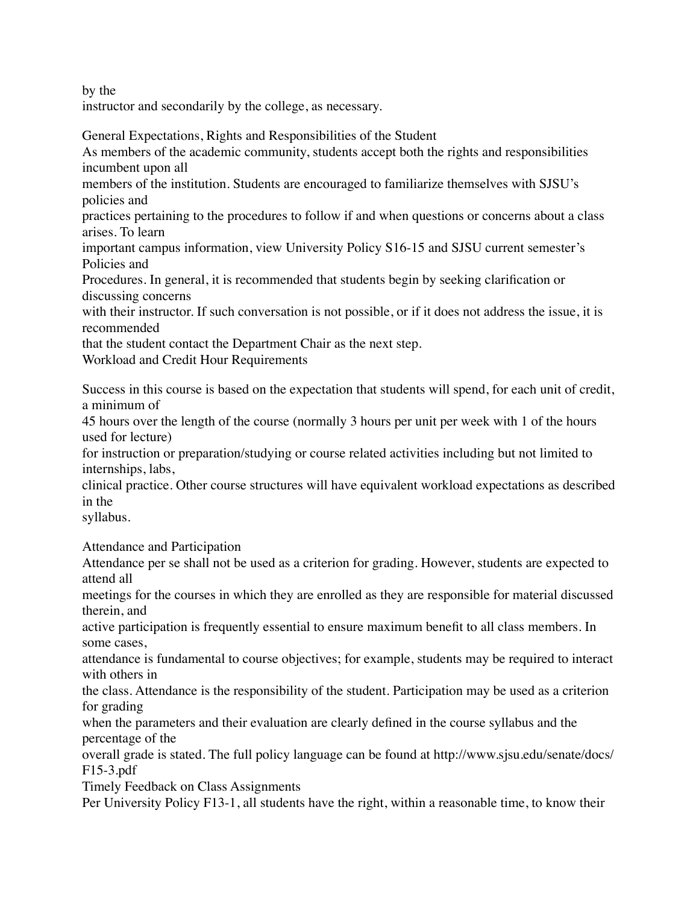by the
instructor and secondarily by the college, as necessary.

## General Expectations, Rights and Responsibilities of the Student

As members of the academic community, students accept both the rights and responsibilities incumbent upon all members of the institution. Students are encouraged to familiarize themselves with SJSU's policies and practices pertaining to the procedures to follow if and when questions or concerns about a class arises. To learn important campus information, view University Policy S16-15 and SJSU current semester's Policies and Procedures. In general, it is recommended that students begin by seeking clarification or discussing concerns with their instructor. If such conversation is not possible, or if it does not address the issue, it is recommended that the student contact the Department Chair as the next step.

## Workload and Credit Hour Requirements

Success in this course is based on the expectation that students will spend, for each unit of credit, a minimum of 45 hours over the length of the course (normally 3 hours per unit per week with 1 of the hours used for lecture) for instruction or preparation/studying or course related activities including but not limited to internships, labs, clinical practice. Other course structures will have equivalent workload expectations as described in the syllabus.

## Attendance and Participation

Attendance per se shall not be used as a criterion for grading. However, students are expected to attend all meetings for the courses in which they are enrolled as they are responsible for material discussed therein, and active participation is frequently essential to ensure maximum benefit to all class members. In some cases, attendance is fundamental to course objectives; for example, students may be required to interact with others in the class. Attendance is the responsibility of the student. Participation may be used as a criterion for grading when the parameters and their evaluation are clearly defined in the course syllabus and the percentage of the overall grade is stated. The full policy language can be found at http://www.sjsu.edu/senate/docs/F15-3.pdf

## Timely Feedback on Class Assignments

Per University Policy F13-1, all students have the right, within a reasonable time, to know their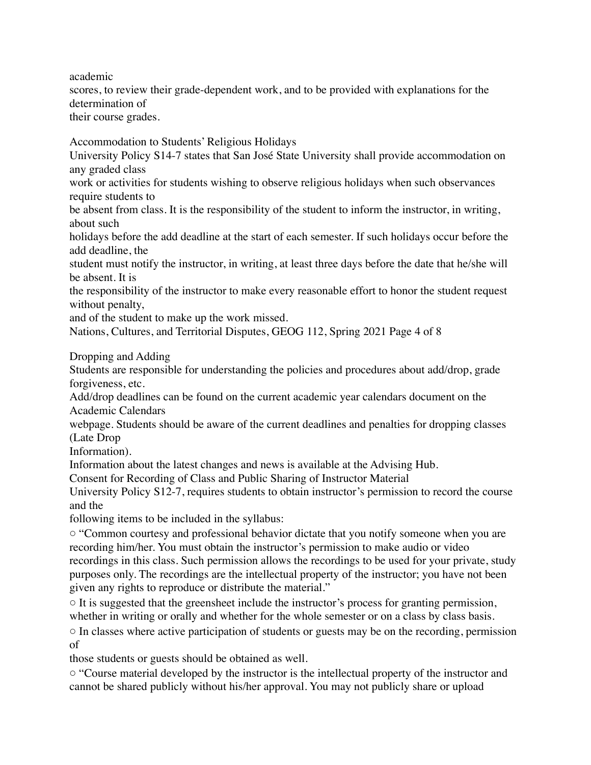academic scores, to review their grade-dependent work, and to be provided with explanations for the determination of their course grades.

## Accommodation to Students' Religious Holidays

University Policy S14-7 states that San José State University shall provide accommodation on any graded class work or activities for students wishing to observe religious holidays when such observances require students to be absent from class. It is the responsibility of the student to inform the instructor, in writing, about such holidays before the add deadline at the start of each semester. If such holidays occur before the add deadline, the student must notify the instructor, in writing, at least three days before the date that he/she will be absent. It is the responsibility of the instructor to make every reasonable effort to honor the student request without penalty, and of the student to make up the work missed.

## Dropping and Adding

Students are responsible for understanding the policies and procedures about add/drop, grade forgiveness, etc.
Add/drop deadlines can be found on the current academic year calendars document on the Academic Calendars webpage. Students should be aware of the current deadlines and penalties for dropping classes (Late Drop Information).
Information about the latest changes and news is available at the Advising Hub.

## Consent for Recording of Class and Public Sharing of Instructor Material

University Policy S12-7, requires students to obtain instructor's permission to record the course and the following items to be included in the syllabus:

- "Common courtesy and professional behavior dictate that you notify someone when you are recording him/her. You must obtain the instructor's permission to make audio or video recordings in this class. Such permission allows the recordings to be used for your private, study purposes only. The recordings are the intellectual property of the instructor; you have not been given any rights to reproduce or distribute the material."
- It is suggested that the greensheet include the instructor's process for granting permission, whether in writing or orally and whether for the whole semester or on a class by class basis.
- In classes where active participation of students or guests may be on the recording, permission of those students or guests should be obtained as well.
- "Course material developed by the instructor is the intellectual property of the instructor and cannot be shared publicly without his/her approval. You may not publicly share or upload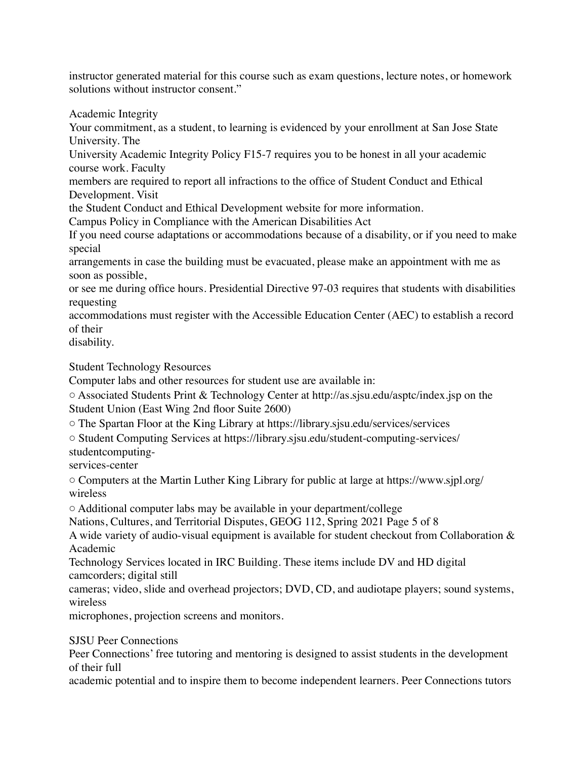instructor generated material for this course such as exam questions, lecture notes, or homework solutions without instructor consent."

## Academic Integrity

Your commitment, as a student, to learning is evidenced by your enrollment at San Jose State University. The University Academic Integrity Policy F15-7 requires you to be honest in all your academic course work. Faculty members are required to report all infractions to the office of Student Conduct and Ethical Development. Visit the Student Conduct and Ethical Development website for more information.

## Campus Policy in Compliance with the American Disabilities Act

If you need course adaptations or accommodations because of a disability, or if you need to make special arrangements in case the building must be evacuated, please make an appointment with me as soon as possible, or see me during office hours. Presidential Directive 97-03 requires that students with disabilities requesting accommodations must register with the Accessible Education Center (AEC) to establish a record of their disability.

## Student Technology Resources

Computer labs and other resources for student use are available in:

- Associated Students Print & Technology Center at http://as.sjsu.edu/asptc/index.jsp on the Student Union (East Wing 2nd floor Suite 2600)
- The Spartan Floor at the King Library at https://library.sjsu.edu/services/services
- Student Computing Services at https://library.sjsu.edu/student-computing-services/studentcomputing-services-center
- Computers at the Martin Luther King Library for public at large at https://www.sjpl.org/wireless
- Additional computer labs may be available in your department/college

A wide variety of audio-visual equipment is available for student checkout from Collaboration & Academic Technology Services located in IRC Building. These items include DV and HD digital camcorders; digital still cameras; video, slide and overhead projectors; DVD, CD, and audiotape players; sound systems, wireless microphones, projection screens and monitors.

## SJSU Peer Connections

Peer Connections' free tutoring and mentoring is designed to assist students in the development of their full academic potential and to inspire them to become independent learners. Peer Connections tutors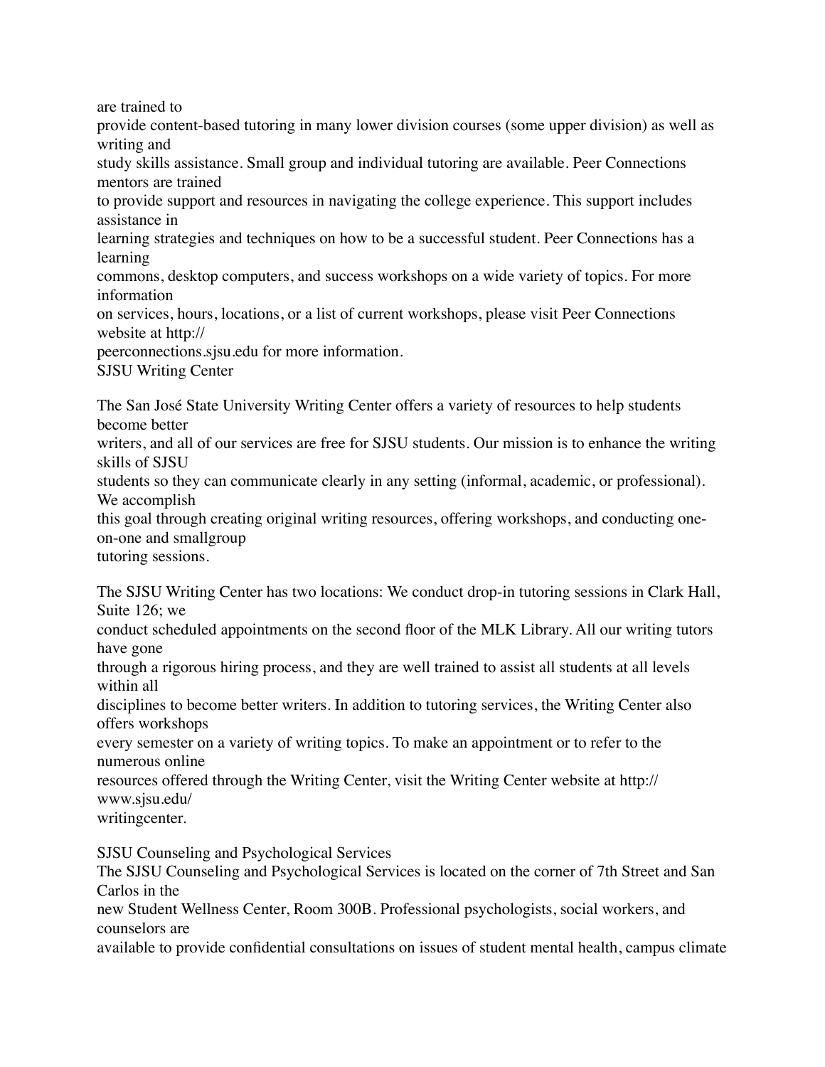are trained to provide content-based tutoring in many lower division courses (some upper division) as well as writing and study skills assistance. Small group and individual tutoring are available. Peer Connections mentors are trained to provide support and resources in navigating the college experience. This support includes assistance in learning strategies and techniques on how to be a successful student. Peer Connections has a learning commons, desktop computers, and success workshops on a wide variety of topics. For more information on services, hours, locations, or a list of current workshops, please visit Peer Connections website at http://peerconnections.sjsu.edu for more information.

SJSU Writing Center

The San José State University Writing Center offers a variety of resources to help students become better writers, and all of our services are free for SJSU students. Our mission is to enhance the writing skills of SJSU students so they can communicate clearly in any setting (informal, academic, or professional). We accomplish this goal through creating original writing resources, offering workshops, and conducting one-on-one and smallgroup tutoring sessions.

The SJSU Writing Center has two locations: We conduct drop-in tutoring sessions in Clark Hall, Suite 126; we conduct scheduled appointments on the second floor of the MLK Library. All our writing tutors have gone through a rigorous hiring process, and they are well trained to assist all students at all levels within all disciplines to become better writers. In addition to tutoring services, the Writing Center also offers workshops every semester on a variety of writing topics. To make an appointment or to refer to the numerous online resources offered through the Writing Center, visit the Writing Center website at http://www.sjsu.edu/writingcenter.

SJSU Counseling and Psychological Services

The SJSU Counseling and Psychological Services is located on the corner of 7th Street and San Carlos in the new Student Wellness Center, Room 300B. Professional psychologists, social workers, and counselors are available to provide confidential consultations on issues of student mental health, campus climate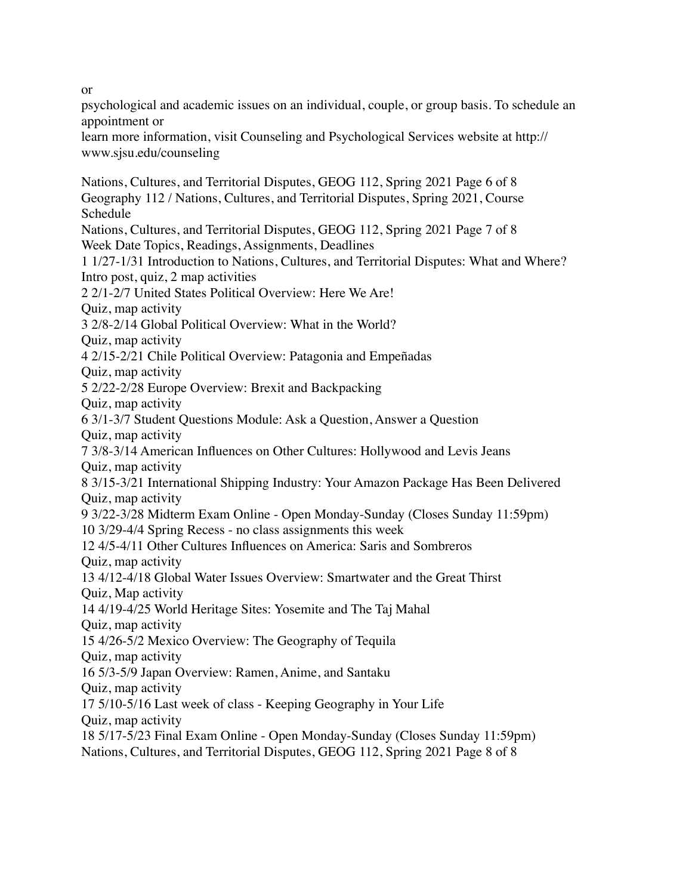or

psychological and academic issues on an individual, couple, or group basis. To schedule an appointment or

learn more information, visit Counseling and Psychological Services website at http://www.sjsu.edu/counseling

## Geography 112 / Nations, Cultures, and Territorial Disputes, Spring 2021, Course Schedule

| Week | Date | Topics, Readings, Assignments, Deadlines |
|---|---|---|
| 1 | 1/27-1/31 | Introduction to Nations, Cultures, and Territorial Disputes: What and Where? Intro post, quiz, 2 map activities |
| 2 | 2/1-2/7 | United States Political Overview: Here We Are! Quiz, map activity |
| 3 | 2/8-2/14 | Global Political Overview: What in the World? Quiz, map activity |
| 4 | 2/15-2/21 | Chile Political Overview: Patagonia and Empeñadas Quiz, map activity |
| 5 | 2/22-2/28 | Europe Overview: Brexit and Backpacking Quiz, map activity |
| 6 | 3/1-3/7 | Student Questions Module: Ask a Question, Answer a Question Quiz, map activity |
| 7 | 3/8-3/14 | American Influences on Other Cultures: Hollywood and Levis Jeans Quiz, map activity |
| 8 | 3/15-3/21 | International Shipping Industry: Your Amazon Package Has Been Delivered Quiz, map activity |
| 9 | 3/22-3/28 | Midterm Exam Online - Open Monday-Sunday (Closes Sunday 11:59pm) |
| 10 | 3/29-4/4 | Spring Recess - no class assignments this week |
| 12 | 4/5-4/11 | Other Cultures Influences on America: Saris and Sombreros Quiz, map activity |
| 13 | 4/12-4/18 | Global Water Issues Overview: Smartwater and the Great Thirst Quiz, Map activity |
| 14 | 4/19-4/25 | World Heritage Sites: Yosemite and The Taj Mahal Quiz, map activity |
| 15 | 4/26-5/2 | Mexico Overview: The Geography of Tequila Quiz, map activity |
| 16 | 5/3-5/9 | Japan Overview: Ramen, Anime, and Santaku Quiz, map activity |
| 17 | 5/10-5/16 | Last week of class - Keeping Geography in Your Life Quiz, map activity |
| 18 | 5/17-5/23 | Final Exam Online - Open Monday-Sunday (Closes Sunday 11:59pm) |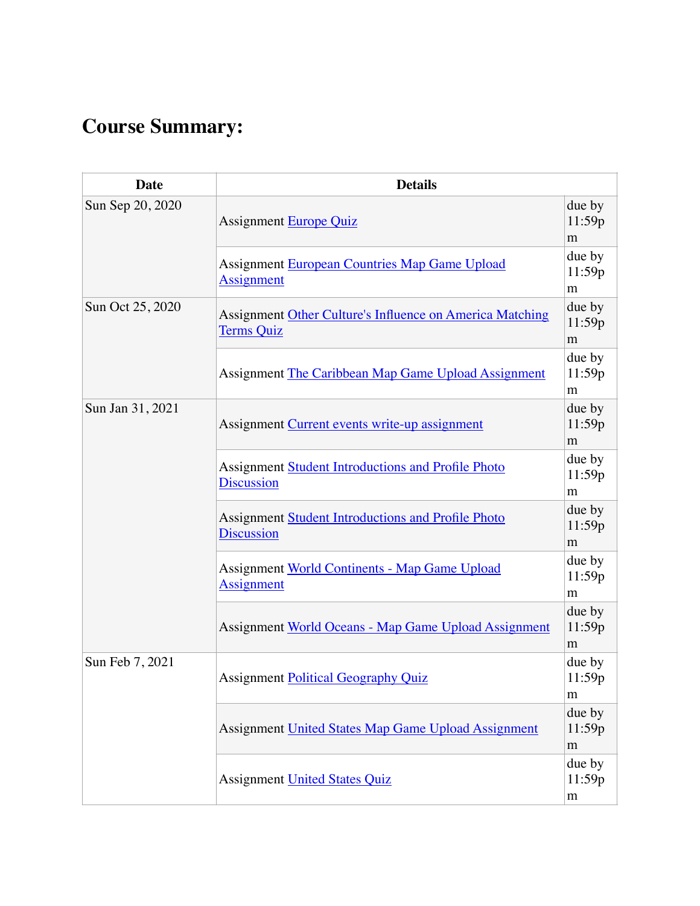# Course Summary:

| Date | Details | |
|---|---|---|
| Sun Sep 20, 2020 | Assignment Europe Quiz | due by 11:59pm |
| | Assignment European Countries Map Game Upload Assignment | due by 11:59pm |
| Sun Oct 25, 2020 | Assignment Other Culture's Influence on America Matching Terms Quiz | due by 11:59pm |
| | Assignment The Caribbean Map Game Upload Assignment | due by 11:59pm |
| Sun Jan 31, 2021 | Assignment Current events write-up assignment | due by 11:59pm |
| | Assignment Student Introductions and Profile Photo Discussion | due by 11:59pm |
| | Assignment Student Introductions and Profile Photo Discussion | due by 11:59pm |
| | Assignment World Continents - Map Game Upload Assignment | due by 11:59pm |
| | Assignment World Oceans - Map Game Upload Assignment | due by 11:59pm |
| Sun Feb 7, 2021 | Assignment Political Geography Quiz | due by 11:59pm |
| | Assignment United States Map Game Upload Assignment | due by 11:59pm |
| | Assignment United States Quiz | due by 11:59pm |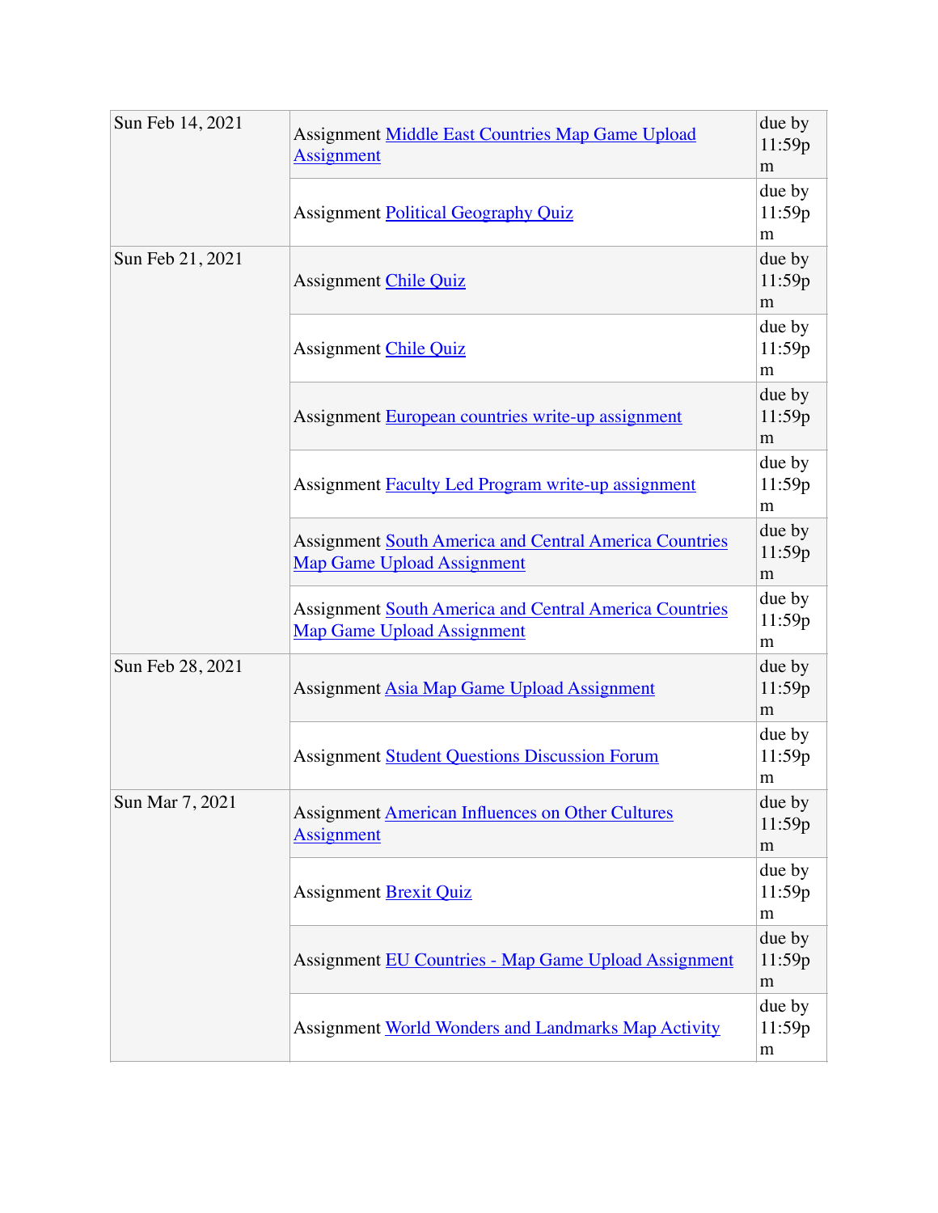| | | |
|---|---|---|
| Sun Feb 14, 2021 | Assignment Middle East Countries Map Game Upload Assignment | due by 11:59pm |
| | Assignment Political Geography Quiz | due by 11:59pm |
| Sun Feb 21, 2021 | Assignment Chile Quiz | due by 11:59pm |
| | Assignment Chile Quiz | due by 11:59pm |
| | Assignment European countries write-up assignment | due by 11:59pm |
| | Assignment Faculty Led Program write-up assignment | due by 11:59pm |
| | Assignment South America and Central America Countries Map Game Upload Assignment | due by 11:59pm |
| | Assignment South America and Central America Countries Map Game Upload Assignment | due by 11:59pm |
| Sun Feb 28, 2021 | Assignment Asia Map Game Upload Assignment | due by 11:59pm |
| | Assignment Student Questions Discussion Forum | due by 11:59pm |
| Sun Mar 7, 2021 | Assignment American Influences on Other Cultures Assignment | due by 11:59pm |
| | Assignment Brexit Quiz | due by 11:59pm |
| | Assignment EU Countries - Map Game Upload Assignment | due by 11:59pm |
| | Assignment World Wonders and Landmarks Map Activity | due by 11:59pm |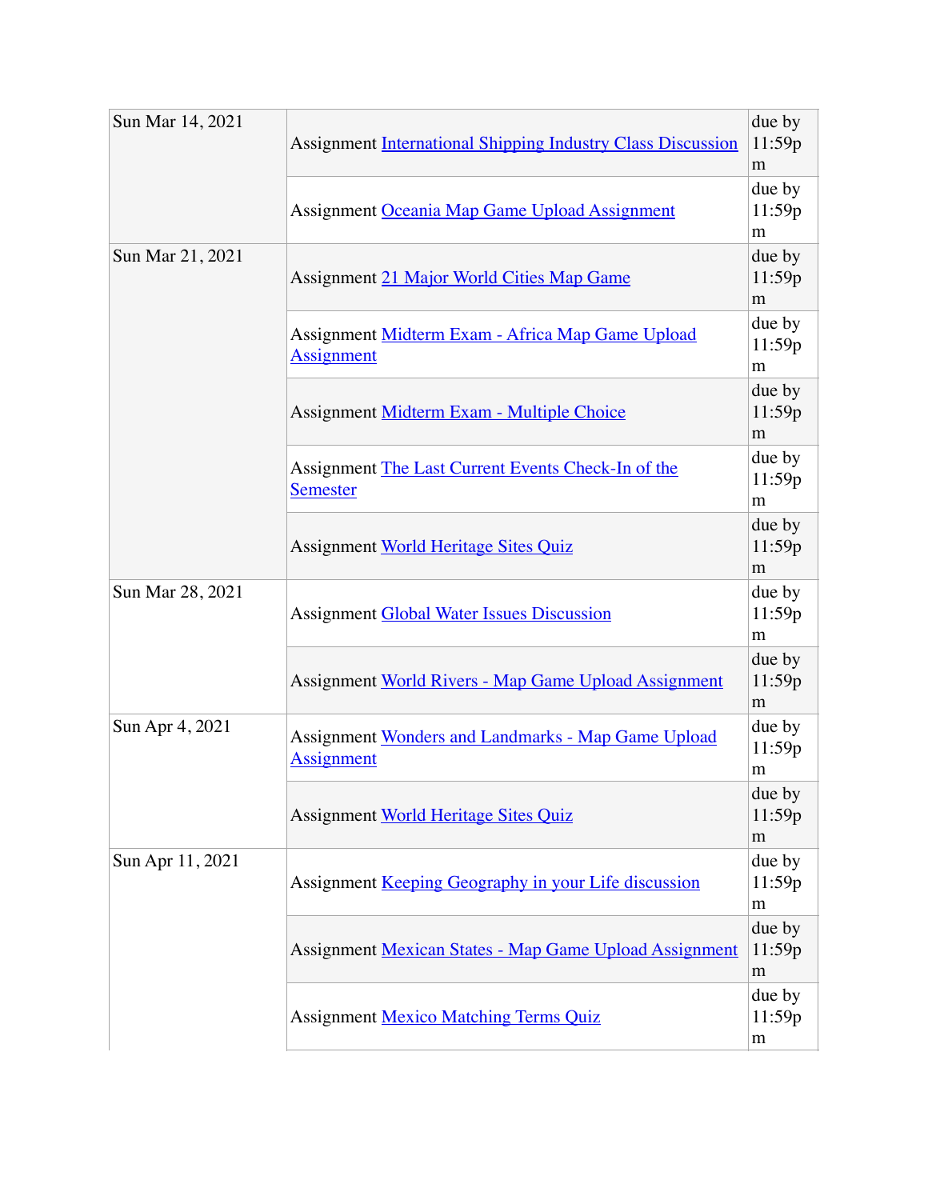| | | |
|---|---|---|
| Sun Mar 14, 2021 | Assignment International Shipping Industry Class Discussion | due by 11:59pm |
| | Assignment Oceania Map Game Upload Assignment | due by 11:59pm |
| Sun Mar 21, 2021 | Assignment 21 Major World Cities Map Game | due by 11:59pm |
| | Assignment Midterm Exam - Africa Map Game Upload Assignment | due by 11:59pm |
| | Assignment Midterm Exam - Multiple Choice | due by 11:59pm |
| | Assignment The Last Current Events Check-In of the Semester | due by 11:59pm |
| | Assignment World Heritage Sites Quiz | due by 11:59pm |
| Sun Mar 28, 2021 | Assignment Global Water Issues Discussion | due by 11:59pm |
| | Assignment World Rivers - Map Game Upload Assignment | due by 11:59pm |
| Sun Apr 4, 2021 | Assignment Wonders and Landmarks - Map Game Upload Assignment | due by 11:59pm |
| | Assignment World Heritage Sites Quiz | due by 11:59pm |
| Sun Apr 11, 2021 | Assignment Keeping Geography in your Life discussion | due by 11:59pm |
| | Assignment Mexican States - Map Game Upload Assignment | due by 11:59pm |
| | Assignment Mexico Matching Terms Quiz | due by 11:59pm |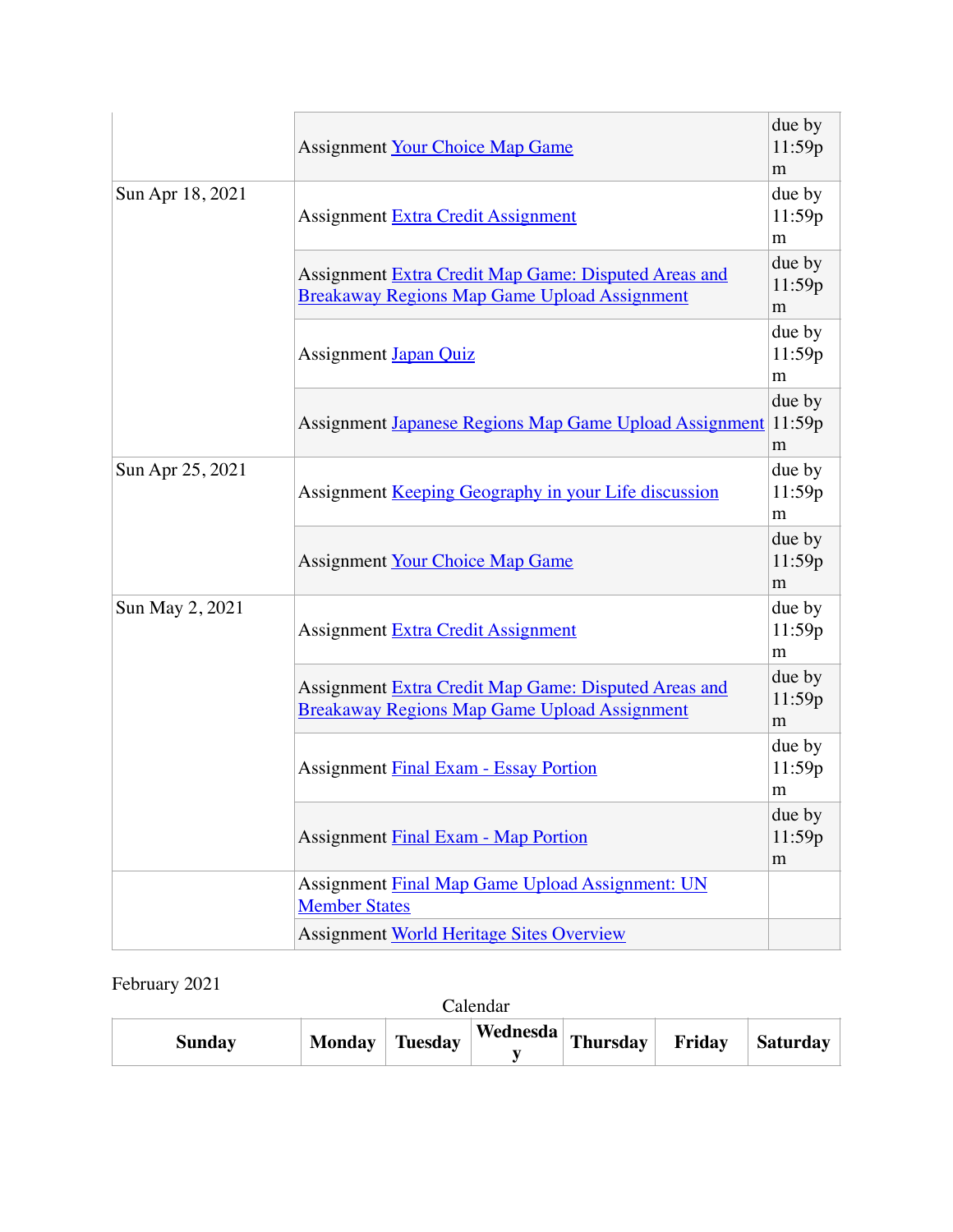|  |  |  |
|---|---|---|
|  | Assignment [Your Choice Map Game]() | due by 11:59pm |
| Sun Apr 18, 2021 | Assignment [Extra Credit Assignment]() | due by 11:59pm |
|  | Assignment [Extra Credit Map Game: Disputed Areas and Breakaway Regions Map Game Upload Assignment]() | due by 11:59pm |
|  | Assignment [Japan Quiz]() | due by 11:59pm |
|  | Assignment [Japanese Regions Map Game Upload Assignment]() | due by 11:59pm |
| Sun Apr 25, 2021 | Assignment [Keeping Geography in your Life discussion]() | due by 11:59pm |
|  | Assignment [Your Choice Map Game]() | due by 11:59pm |
| Sun May 2, 2021 | Assignment [Extra Credit Assignment]() | due by 11:59pm |
|  | Assignment [Extra Credit Map Game: Disputed Areas and Breakaway Regions Map Game Upload Assignment]() | due by 11:59pm |
|  | Assignment [Final Exam - Essay Portion]() | due by 11:59pm |
|  | Assignment [Final Exam - Map Portion]() | due by 11:59pm |
|  | Assignment [Final Map Game Upload Assignment: UN Member States]() |  |
|  | Assignment [World Heritage Sites Overview]() |  |

February 2021

Calendar

| Sunday | Monday | Tuesday | Wednesday | Thursday | Friday | Saturday |
|---|---|---|---|---|---|---|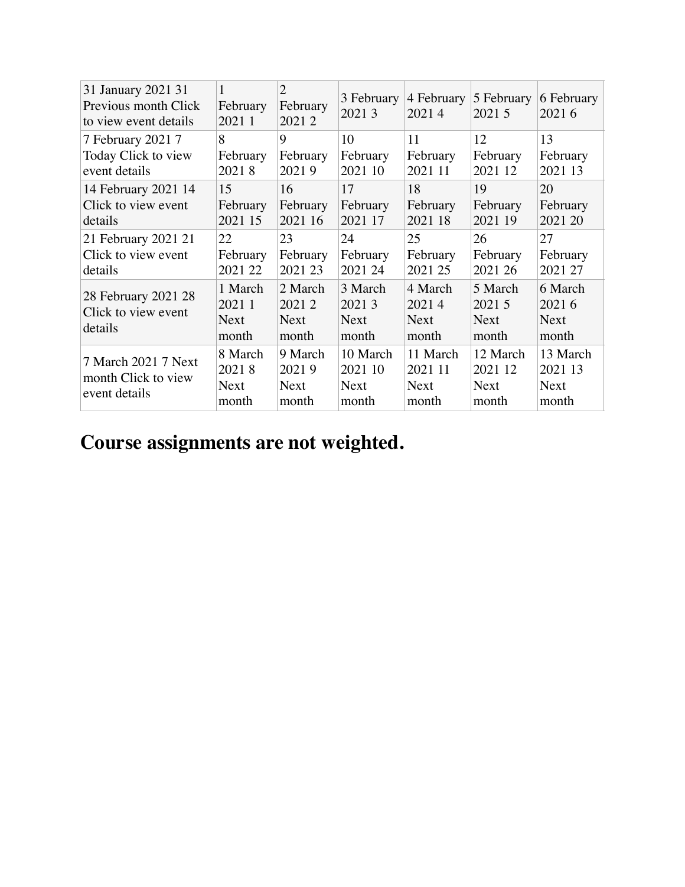| | | | | | | |
|---|---|---|---|---|---|---|
| 31 January 2021 31 Previous month Click to view event details | 1 February 2021 1 | 2 February 2021 2 | 3 February 2021 3 | 4 February 2021 4 | 5 February 2021 5 | 6 February 2021 6 |
| 7 February 2021 7 Today Click to view event details | 8 February 2021 8 | 9 February 2021 9 | 10 February 2021 10 | 11 February 2021 11 | 12 February 2021 12 | 13 February 2021 13 |
| 14 February 2021 14 Click to view event details | 15 February 2021 15 | 16 February 2021 16 | 17 February 2021 17 | 18 February 2021 18 | 19 February 2021 19 | 20 February 2021 20 |
| 21 February 2021 21 Click to view event details | 22 February 2021 22 | 23 February 2021 23 | 24 February 2021 24 | 25 February 2021 25 | 26 February 2021 26 | 27 February 2021 27 |
| 28 February 2021 28 Click to view event details | 1 March 2021 1 Next month | 2 March 2021 2 Next month | 3 March 2021 3 Next month | 4 March 2021 4 Next month | 5 March 2021 5 Next month | 6 March 2021 6 Next month |
| 7 March 2021 7 Next month Click to view event details | 8 March 2021 8 Next month | 9 March 2021 9 Next month | 10 March 2021 10 Next month | 11 March 2021 11 Next month | 12 March 2021 12 Next month | 13 March 2021 13 Next month |

## Course assignments are not weighted.